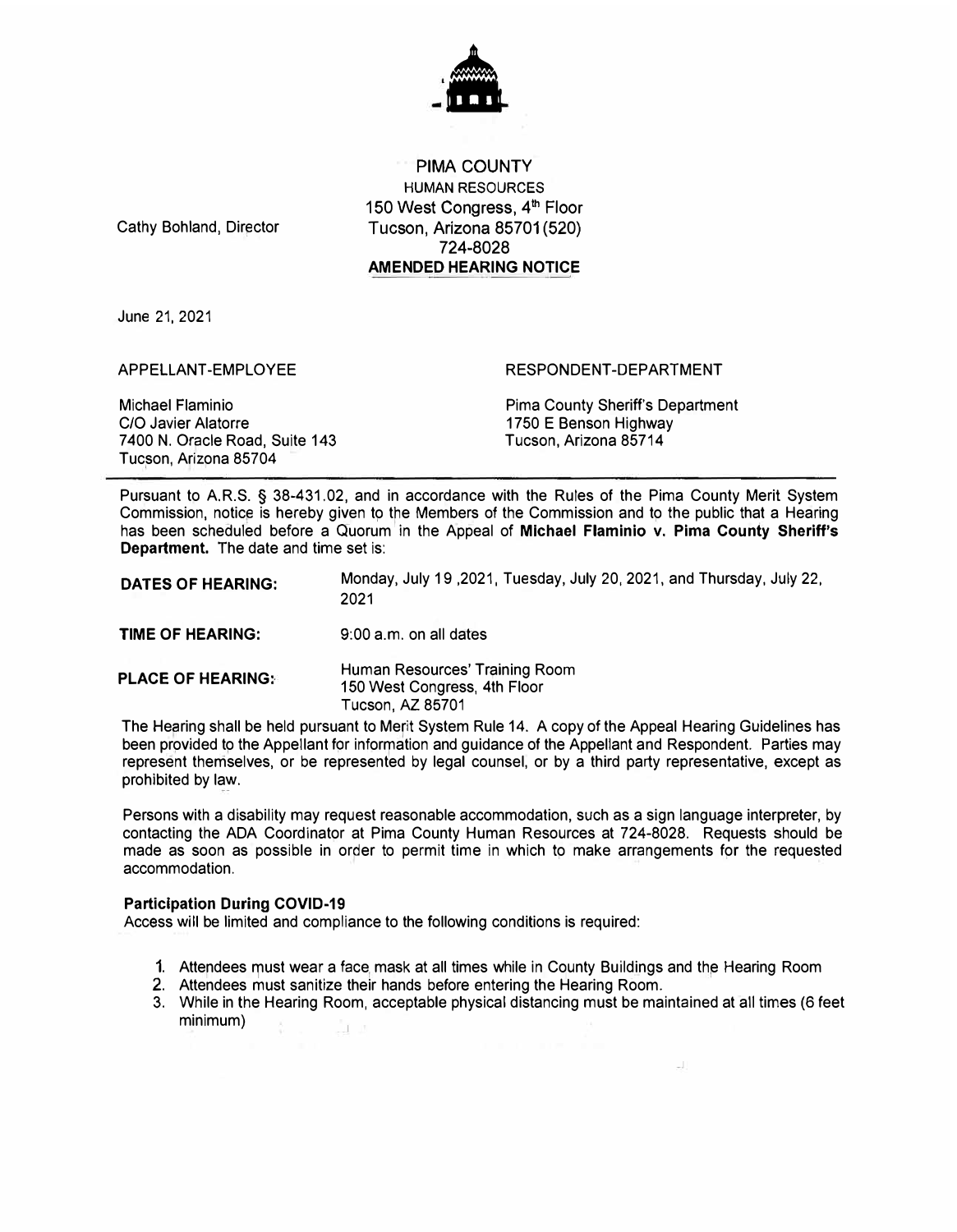# PIMA COUNTY

HUMAN RESOURCES
150 West Congress, 4th Floor
Tucson, Arizona 85701 (520) 724-8028

Cathy Bohland, Director

**AMENDED HEARING NOTICE**

June 21, 2021

APPELLANT-EMPLOYEE

Michael Flaminio
C/O Javier Alatorre
7400 N. Oracle Road, Suite 143
Tucson, Arizona 85704

RESPONDENT-DEPARTMENT

Pima County Sheriff's Department
1750 E Benson Highway
Tucson, Arizona 85714

---

Pursuant to A.R.S. § 38-431.02, and in accordance with the Rules of the Pima County Merit System Commission, notice is hereby given to the Members of the Commission and to the public that a Hearing has been scheduled before a Quorum in the Appeal of **Michael Flaminio v. Pima County Sheriff's Department.** The date and time set is:

**DATES OF HEARING:** Monday, July 19 ,2021, Tuesday, July 20, 2021, and Thursday, July 22, 2021

**TIME OF HEARING:** 9:00 a.m. on all dates

**PLACE OF HEARING:** Human Resources' Training Room
150 West Congress, 4th Floor
Tucson, AZ 85701

The Hearing shall be held pursuant to Merit System Rule 14. A copy of the Appeal Hearing Guidelines has been provided to the Appellant for information and guidance of the Appellant and Respondent. Parties may represent themselves, or be represented by legal counsel, or by a third party representative, except as prohibited by law.

Persons with a disability may request reasonable accommodation, such as a sign language interpreter, by contacting the ADA Coordinator at Pima County Human Resources at 724-8028. Requests should be made as soon as possible in order to permit time in which to make arrangements for the requested accommodation.

**Participation During COVID-19**

Access will be limited and compliance to the following conditions is required:

1. Attendees must wear a face mask at all times while in County Buildings and the Hearing Room
2. Attendees must sanitize their hands before entering the Hearing Room.
3. While in the Hearing Room, acceptable physical distancing must be maintained at all times (6 feet minimum)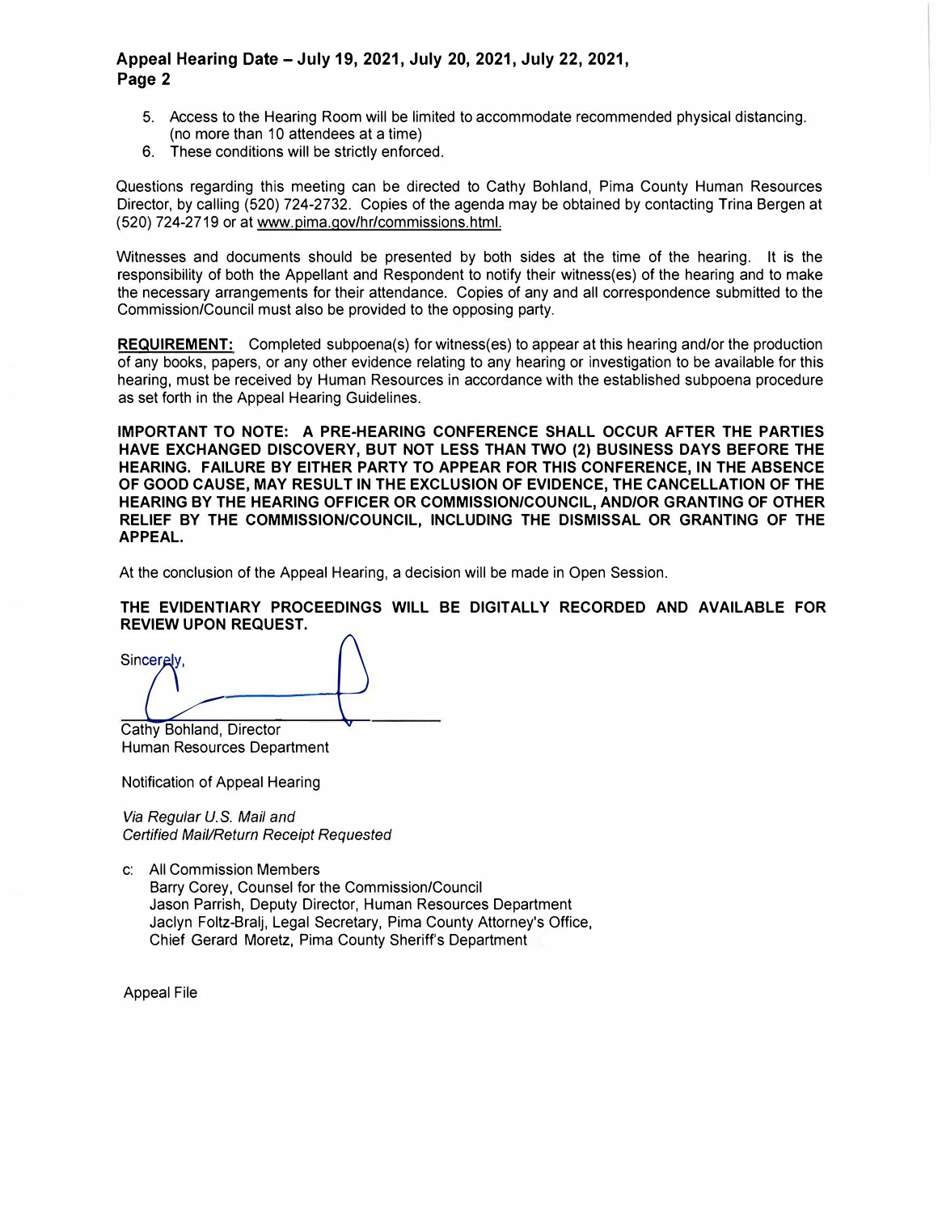**Appeal Hearing Date – July 19, 2021, July 20, 2021, July 22, 2021, Page 2**

5. Access to the Hearing Room will be limited to accommodate recommended physical distancing. (no more than 10 attendees at a time)
6. These conditions will be strictly enforced.

Questions regarding this meeting can be directed to Cathy Bohland, Pima County Human Resources Director, by calling (520) 724-2732. Copies of the agenda may be obtained by contacting Trina Bergen at (520) 724-2719 or at www.pima.gov/hr/commissions.html.

Witnesses and documents should be presented by both sides at the time of the hearing. It is the responsibility of both the Appellant and Respondent to notify their witness(es) of the hearing and to make the necessary arrangements for their attendance. Copies of any and all correspondence submitted to the Commission/Council must also be provided to the opposing party.

**REQUIREMENT:** Completed subpoena(s) for witness(es) to appear at this hearing and/or the production of any books, papers, or any other evidence relating to any hearing or investigation to be available for this hearing, must be received by Human Resources in accordance with the established subpoena procedure as set forth in the Appeal Hearing Guidelines.

**IMPORTANT TO NOTE: A PRE-HEARING CONFERENCE SHALL OCCUR AFTER THE PARTIES HAVE EXCHANGED DISCOVERY, BUT NOT LESS THAN TWO (2) BUSINESS DAYS BEFORE THE HEARING. FAILURE BY EITHER PARTY TO APPEAR FOR THIS CONFERENCE, IN THE ABSENCE OF GOOD CAUSE, MAY RESULT IN THE EXCLUSION OF EVIDENCE, THE CANCELLATION OF THE HEARING BY THE HEARING OFFICER OR COMMISSION/COUNCIL, AND/OR GRANTING OF OTHER RELIEF BY THE COMMISSION/COUNCIL, INCLUDING THE DISMISSAL OR GRANTING OF THE APPEAL.**

At the conclusion of the Appeal Hearing, a decision will be made in Open Session.

**THE EVIDENTIARY PROCEEDINGS WILL BE DIGITALLY RECORDED AND AVAILABLE FOR REVIEW UPON REQUEST.**

Sincerely,

Cathy Bohland, Director
Human Resources Department

Notification of Appeal Hearing

*Via Regular U.S. Mail and*
*Certified Mail/Return Receipt Requested*

c: All Commission Members
Barry Corey, Counsel for the Commission/Council
Jason Parrish, Deputy Director, Human Resources Department
Jaclyn Foltz-Bralj, Legal Secretary, Pima County Attorney's Office,
Chief Gerard Moretz, Pima County Sheriff's Department

Appeal File